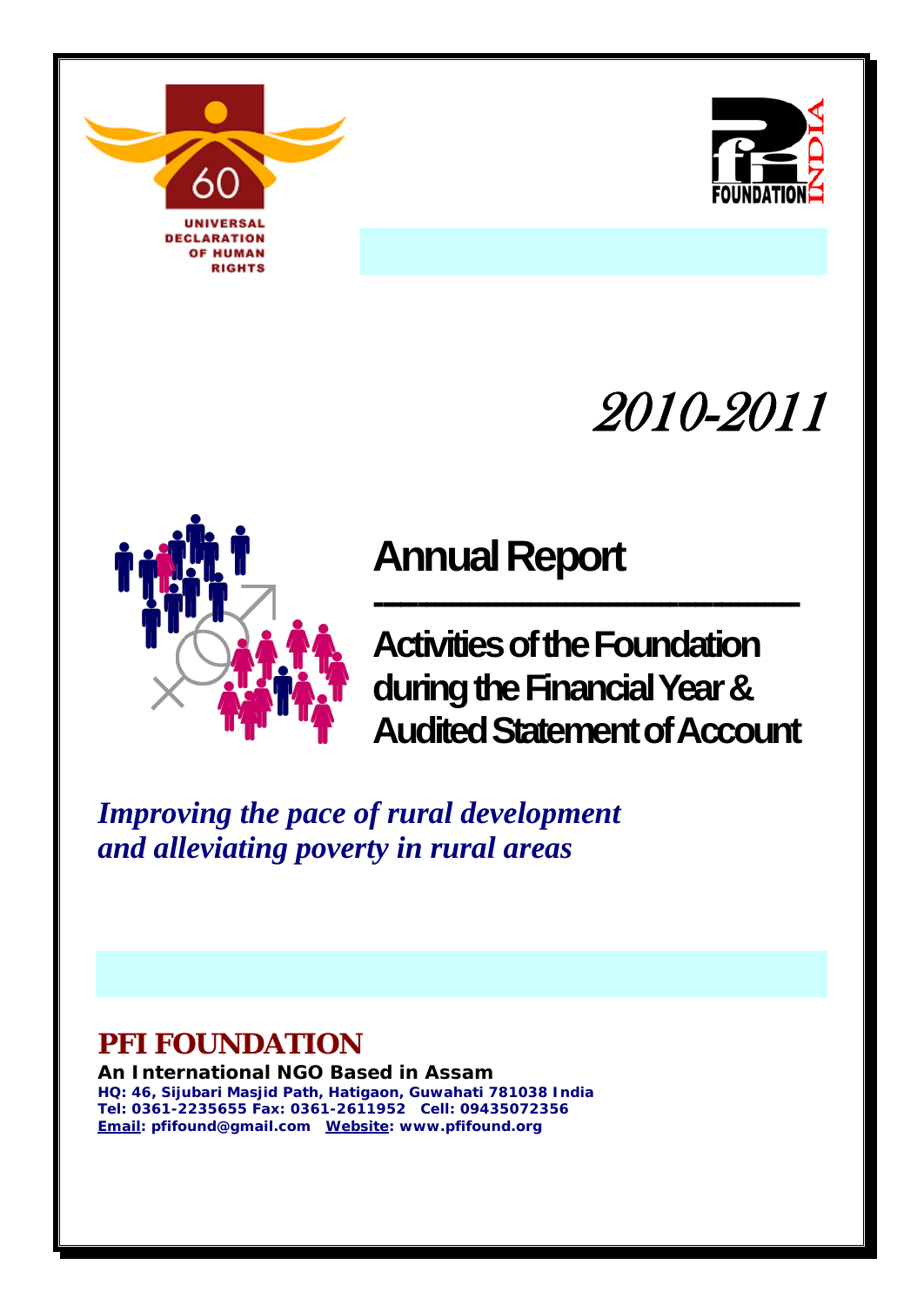UNIVERSAL DECLARATION OF HUMAN RIGHTS

PFI FOUNDATION INDIA

*2010-2011*

# Annual Report

## Activities of the Foundation during the Financial Year & Audited Statement of Account

***Improving the pace of rural development and alleviating poverty in rural areas***

## PFI FOUNDATION

**An International NGO Based in Assam**
**HQ: 46, Sijubari Masjid Path, Hatigaon, Guwahati 781038 India**
**Tel: 0361-2235655 Fax: 0361-2611952 Cell: 09435072356**
**Email: pfifound@gmail.com Website: www.pfifound.org**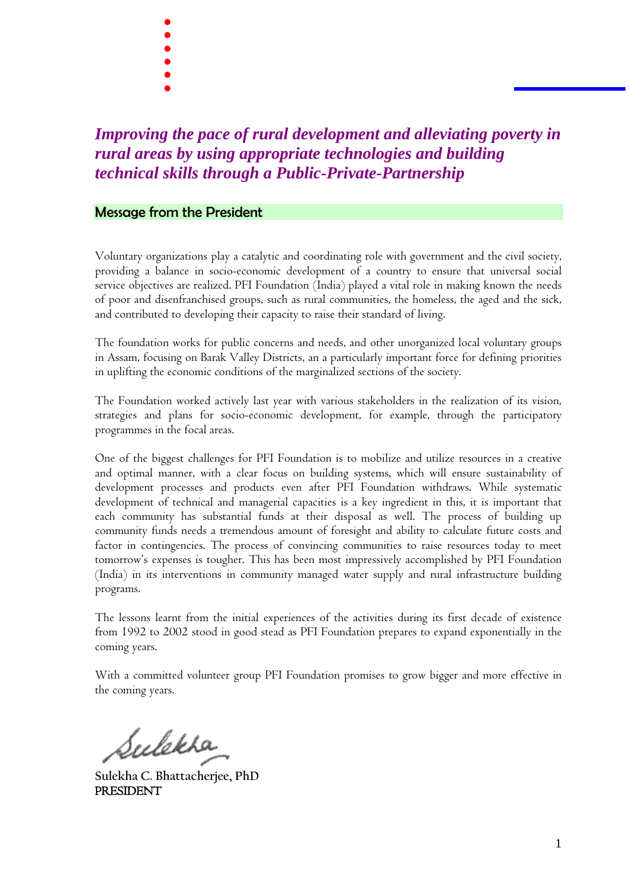***Improving the pace of rural development and alleviating poverty in rural areas by using appropriate technologies and building technical skills through a Public-Private-Partnership***

## Message from the President

Voluntary organizations play a catalytic and coordinating role with government and the civil society, providing a balance in socio-economic development of a country to ensure that universal social service objectives are realized. PFI Foundation (India) played a vital role in making known the needs of poor and disenfranchised groups, such as rural communities, the homeless, the aged and the sick, and contributed to developing their capacity to raise their standard of living.

The foundation works for public concerns and needs, and other unorganized local voluntary groups in Assam, focusing on Barak Valley Districts, an a particularly important force for defining priorities in uplifting the economic conditions of the marginalized sections of the society.

The Foundation worked actively last year with various stakeholders in the realization of its vision, strategies and plans for socio-economic development, for example, through the participatory programmes in the focal areas.

One of the biggest challenges for PFI Foundation is to mobilize and utilize resources in a creative and optimal manner, with a clear focus on building systems, which will ensure sustainability of development processes and products even after PFI Foundation withdraws. While systematic development of technical and managerial capacities is a key ingredient in this, it is important that each community has substantial funds at their disposal as well. The process of building up community funds needs a tremendous amount of foresight and ability to calculate future costs and factor in contingencies. The process of convincing communities to raise resources today to meet tomorrow's expenses is tougher. This has been most impressively accomplished by PFI Foundation (India) in its interventions in community managed water supply and rural infrastructure building programs.

The lessons learnt from the initial experiences of the activities during its first decade of existence from 1992 to 2002 stood in good stead as PFI Foundation prepares to expand exponentially in the coming years.

With a committed volunteer group PFI Foundation promises to grow bigger and more effective in the coming years.

Sulekha

**Sulekha C. Bhattacherjee, PhD**
PRESIDENT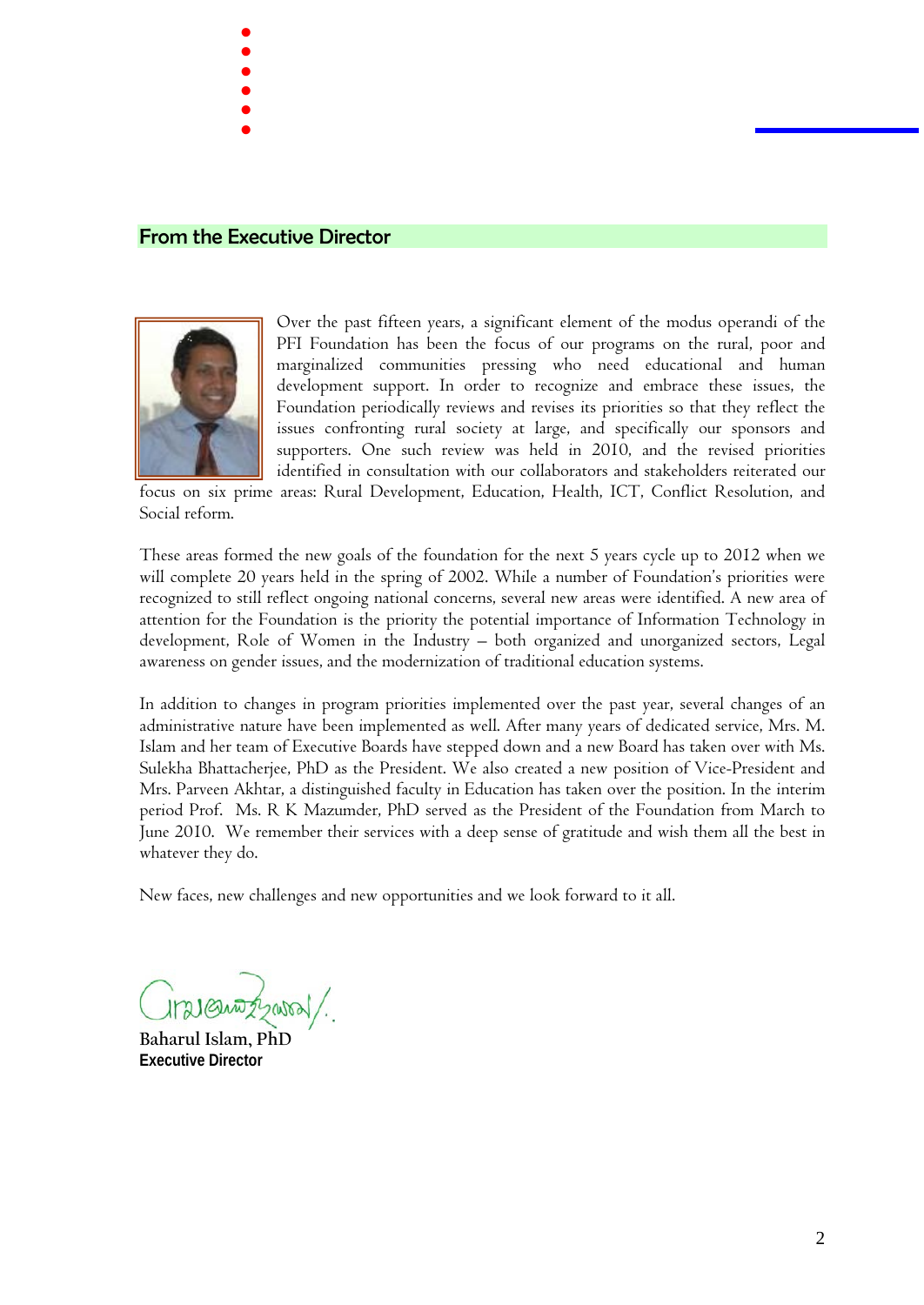## From the Executive Director

Over the past fifteen years, a significant element of the modus operandi of the PFI Foundation has been the focus of our programs on the rural, poor and marginalized communities pressing who need educational and human development support. In order to recognize and embrace these issues, the Foundation periodically reviews and revises its priorities so that they reflect the issues confronting rural society at large, and specifically our sponsors and supporters. One such review was held in 2010, and the revised priorities identified in consultation with our collaborators and stakeholders reiterated our focus on six prime areas: Rural Development, Education, Health, ICT, Conflict Resolution, and Social reform.

These areas formed the new goals of the foundation for the next 5 years cycle up to 2012 when we will complete 20 years held in the spring of 2002. While a number of Foundation's priorities were recognized to still reflect ongoing national concerns, several new areas were identified. A new area of attention for the Foundation is the priority the potential importance of Information Technology in development, Role of Women in the Industry – both organized and unorganized sectors, Legal awareness on gender issues, and the modernization of traditional education systems.

In addition to changes in program priorities implemented over the past year, several changes of an administrative nature have been implemented as well. After many years of dedicated service, Mrs. M. Islam and her team of Executive Boards have stepped down and a new Board has taken over with Ms. Sulekha Bhattacherjee, PhD as the President. We also created a new position of Vice-President and Mrs. Parveen Akhtar, a distinguished faculty in Education has taken over the position. In the interim period Prof. Ms. R K Mazumder, PhD served as the President of the Foundation from March to June 2010. We remember their services with a deep sense of gratitude and wish them all the best in whatever they do.

New faces, new challenges and new opportunities and we look forward to it all.

Baharul Islam, PhD
**Executive Director**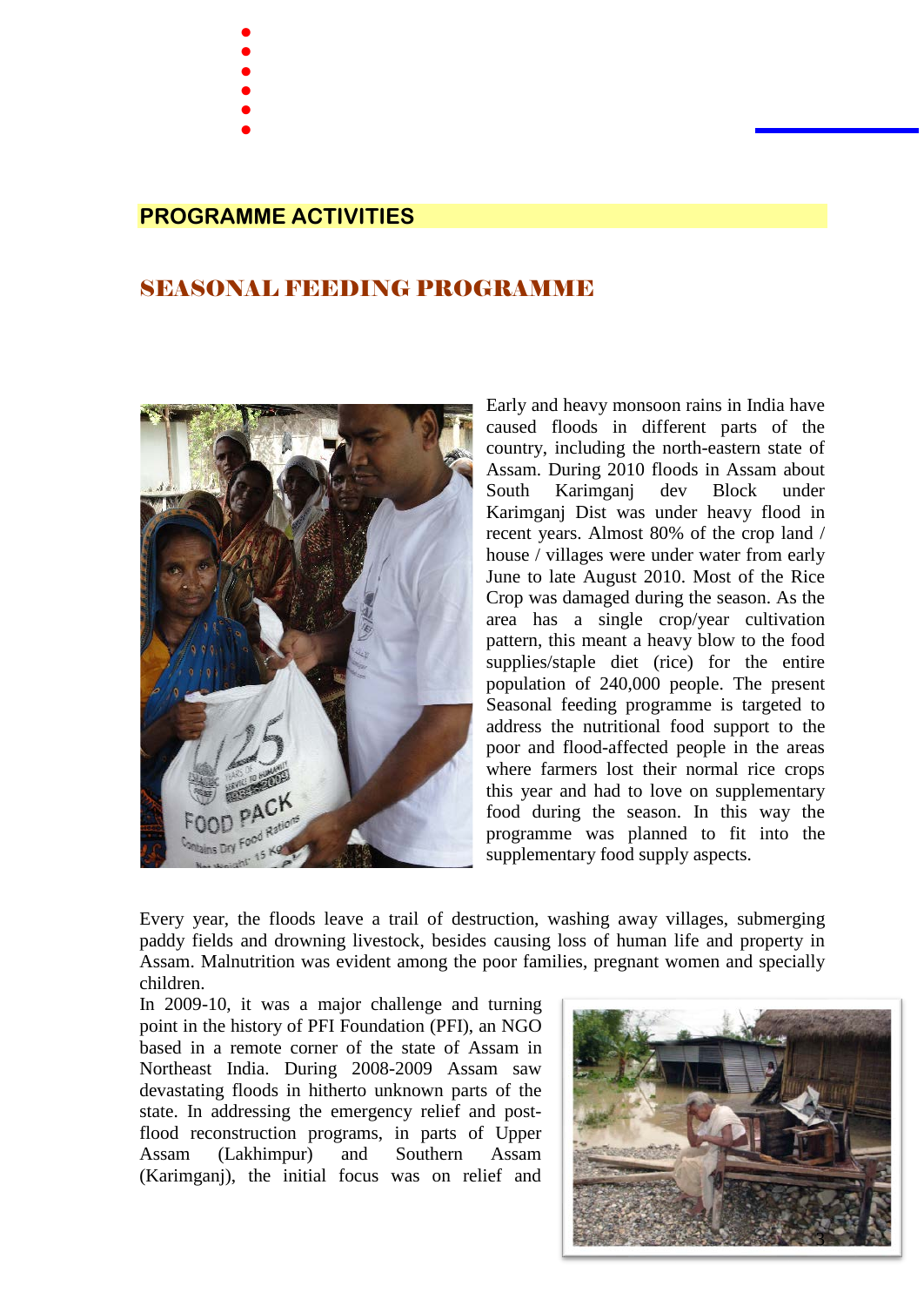## PROGRAMME ACTIVITIES

## SEASONAL FEEDING PROGRAMME

Early and heavy monsoon rains in India have caused floods in different parts of the country, including the north-eastern state of Assam. During 2010 floods in Assam about South Karimganj dev Block under Karimganj Dist was under heavy flood in recent years. Almost 80% of the crop land / house / villages were under water from early June to late August 2010. Most of the Rice Crop was damaged during the season. As the area has a single crop/year cultivation pattern, this meant a heavy blow to the food supplies/staple diet (rice) for the entire population of 240,000 people. The present Seasonal feeding programme is targeted to address the nutritional food support to the poor and flood-affected people in the areas where farmers lost their normal rice crops this year and had to love on supplementary food during the season. In this way the programme was planned to fit into the supplementary food supply aspects.

Every year, the floods leave a trail of destruction, washing away villages, submerging paddy fields and drowning livestock, besides causing loss of human life and property in Assam. Malnutrition was evident among the poor families, pregnant women and specially children.

In 2009-10, it was a major challenge and turning point in the history of PFI Foundation (PFI), an NGO based in a remote corner of the state of Assam in Northeast India. During 2008-2009 Assam saw devastating floods in hitherto unknown parts of the state. In addressing the emergency relief and post-flood reconstruction programs, in parts of Upper Assam (Lakhimpur) and Southern Assam (Karimganj), the initial focus was on relief and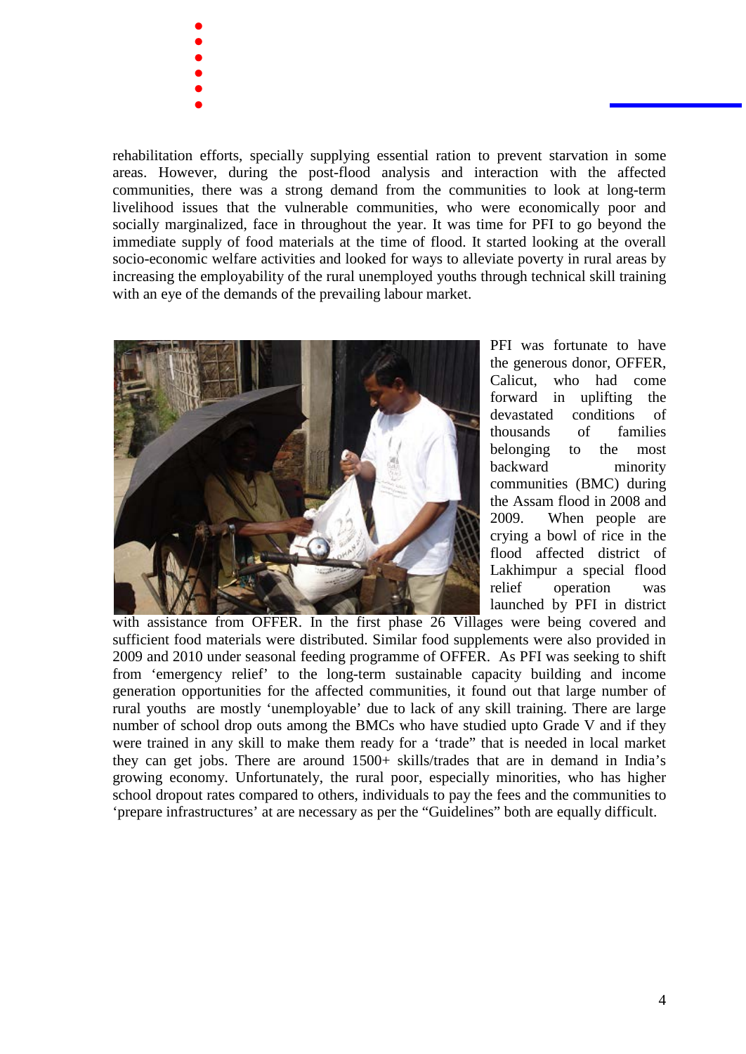rehabilitation efforts, specially supplying essential ration to prevent starvation in some areas. However, during the post-flood analysis and interaction with the affected communities, there was a strong demand from the communities to look at long-term livelihood issues that the vulnerable communities, who were economically poor and socially marginalized, face in throughout the year. It was time for PFI to go beyond the immediate supply of food materials at the time of flood. It started looking at the overall socio-economic welfare activities and looked for ways to alleviate poverty in rural areas by increasing the employability of the rural unemployed youths through technical skill training with an eye of the demands of the prevailing labour market.

PFI was fortunate to have the generous donor, OFFER, Calicut, who had come forward in uplifting the devastated conditions of thousands of families belonging to the most backward minority communities (BMC) during the Assam flood in 2008 and 2009. When people are crying a bowl of rice in the flood affected district of Lakhimpur a special flood relief operation was launched by PFI in district with assistance from OFFER. In the first phase 26 Villages were being covered and sufficient food materials were distributed. Similar food supplements were also provided in 2009 and 2010 under seasonal feeding programme of OFFER. As PFI was seeking to shift from 'emergency relief' to the long-term sustainable capacity building and income generation opportunities for the affected communities, it found out that large number of rural youths are mostly 'unemployable' due to lack of any skill training. There are large number of school drop outs among the BMCs who have studied upto Grade V and if they were trained in any skill to make them ready for a 'trade" that is needed in local market they can get jobs. There are around 1500+ skills/trades that are in demand in India's growing economy. Unfortunately, the rural poor, especially minorities, who has higher school dropout rates compared to others, individuals to pay the fees and the communities to 'prepare infrastructures' at are necessary as per the "Guidelines" both are equally difficult.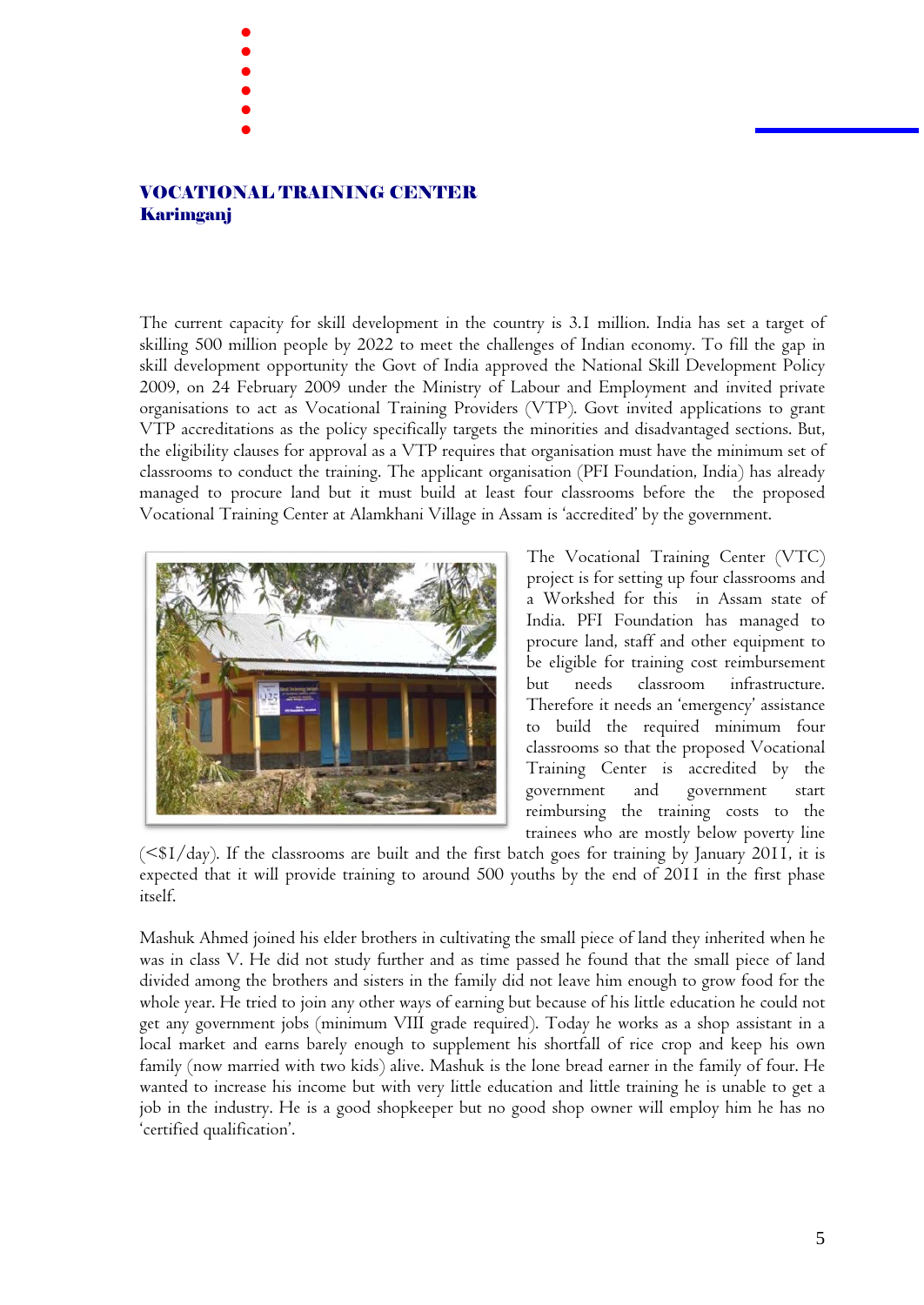## VOCATIONAL TRAINING CENTER
### Karimganj

The current capacity for skill development in the country is 3.1 million. India has set a target of skilling 500 million people by 2022 to meet the challenges of Indian economy. To fill the gap in skill development opportunity the Govt of India approved the National Skill Development Policy 2009, on 24 February 2009 under the Ministry of Labour and Employment and invited private organisations to act as Vocational Training Providers (VTP). Govt invited applications to grant VTP accreditations as the policy specifically targets the minorities and disadvantaged sections. But, the eligibility clauses for approval as a VTP requires that organisation must have the minimum set of classrooms to conduct the training. The applicant organisation (PFI Foundation, India) has already managed to procure land but it must build at least four classrooms before the the proposed Vocational Training Center at Alamkhani Village in Assam is 'accredited' by the government.

The Vocational Training Center (VTC) project is for setting up four classrooms and a Workshed for this in Assam state of India. PFI Foundation has managed to procure land, staff and other equipment to be eligible for training cost reimbursement but needs classroom infrastructure. Therefore it needs an 'emergency' assistance to build the required minimum four classrooms so that the proposed Vocational Training Center is accredited by the government and government start reimbursing the training costs to the trainees who are mostly below poverty line (<$1/day). If the classrooms are built and the first batch goes for training by January 2011, it is expected that it will provide training to around 500 youths by the end of 2011 in the first phase itself.

Mashuk Ahmed joined his elder brothers in cultivating the small piece of land they inherited when he was in class V. He did not study further and as time passed he found that the small piece of land divided among the brothers and sisters in the family did not leave him enough to grow food for the whole year. He tried to join any other ways of earning but because of his little education he could not get any government jobs (minimum VIII grade required). Today he works as a shop assistant in a local market and earns barely enough to supplement his shortfall of rice crop and keep his own family (now married with two kids) alive. Mashuk is the lone bread earner in the family of four. He wanted to increase his income but with very little education and little training he is unable to get a job in the industry. He is a good shopkeeper but no good shop owner will employ him he has no 'certified qualification'.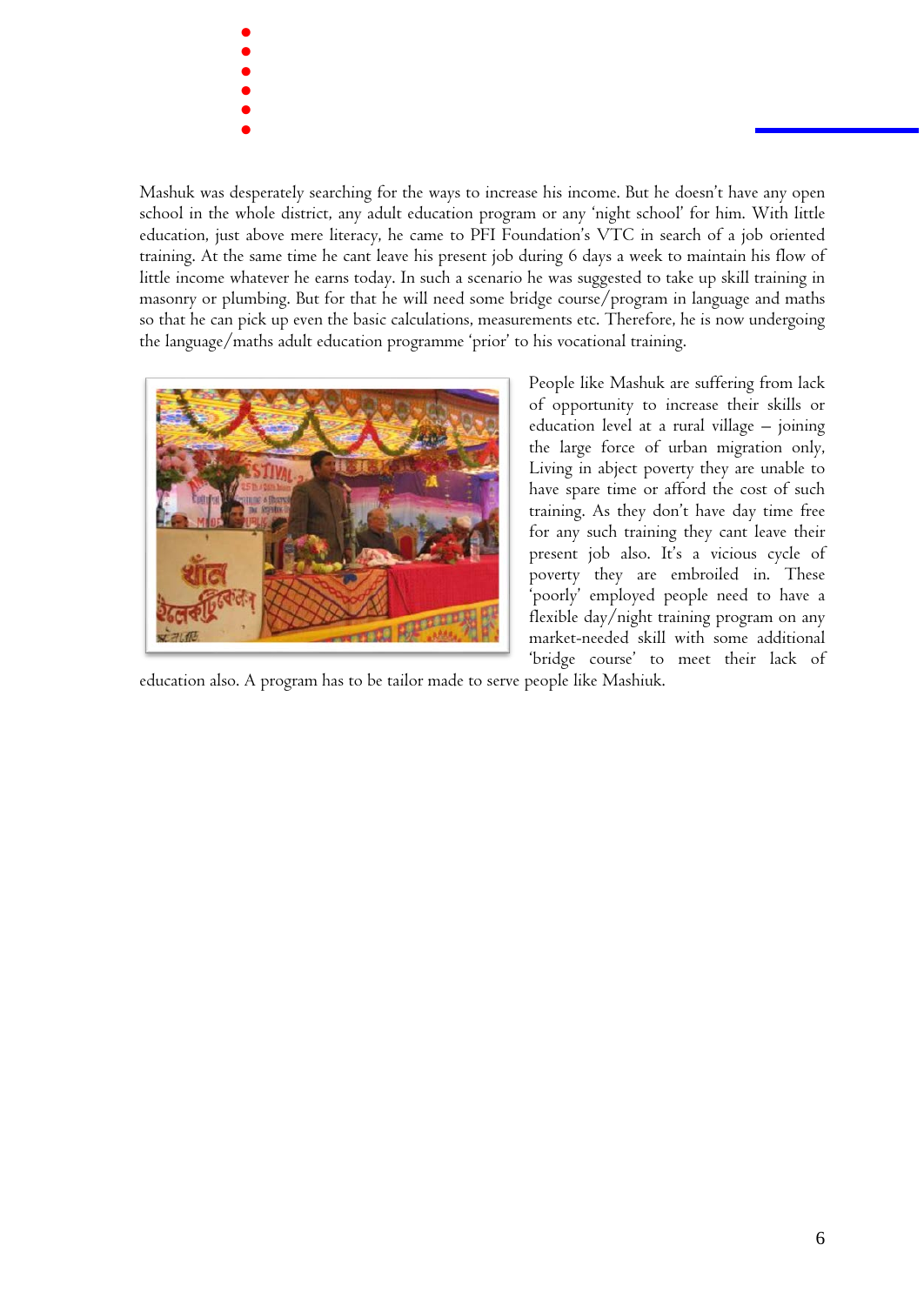Mashuk was desperately searching for the ways to increase his income. But he doesn't have any open school in the whole district, any adult education program or any 'night school' for him. With little education, just above mere literacy, he came to PFI Foundation's VTC in search of a job oriented training. At the same time he cant leave his present job during 6 days a week to maintain his flow of little income whatever he earns today. In such a scenario he was suggested to take up skill training in masonry or plumbing. But for that he will need some bridge course/program in language and maths so that he can pick up even the basic calculations, measurements etc. Therefore, he is now undergoing the language/maths adult education programme 'prior' to his vocational training.

People like Mashuk are suffering from lack of opportunity to increase their skills or education level at a rural village – joining the large force of urban migration only, Living in abject poverty they are unable to have spare time or afford the cost of such training. As they don't have day time free for any such training they cant leave their present job also. It's a vicious cycle of poverty they are embroiled in. These 'poorly' employed people need to have a flexible day/night training program on any market-needed skill with some additional 'bridge course' to meet their lack of education also. A program has to be tailor made to serve people like Mashiuk.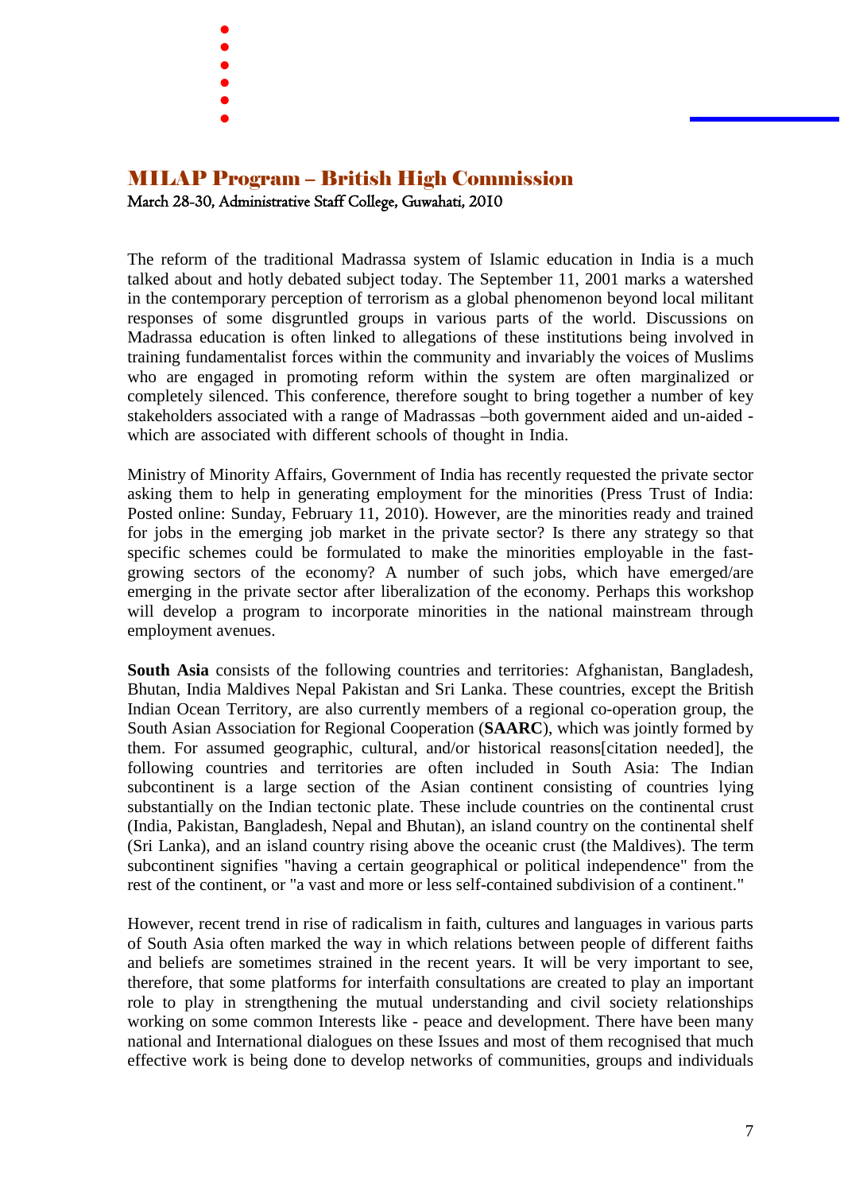## MILAP Program – British High Commission

March 28-30, Administrative Staff College, Guwahati, 2010

The reform of the traditional Madrassa system of Islamic education in India is a much talked about and hotly debated subject today. The September 11, 2001 marks a watershed in the contemporary perception of terrorism as a global phenomenon beyond local militant responses of some disgruntled groups in various parts of the world. Discussions on Madrassa education is often linked to allegations of these institutions being involved in training fundamentalist forces within the community and invariably the voices of Muslims who are engaged in promoting reform within the system are often marginalized or completely silenced. This conference, therefore sought to bring together a number of key stakeholders associated with a range of Madrassas –both government aided and un-aided - which are associated with different schools of thought in India.

Ministry of Minority Affairs, Government of India has recently requested the private sector asking them to help in generating employment for the minorities (Press Trust of India: Posted online: Sunday, February 11, 2010). However, are the minorities ready and trained for jobs in the emerging job market in the private sector? Is there any strategy so that specific schemes could be formulated to make the minorities employable in the fast-growing sectors of the economy? A number of such jobs, which have emerged/are emerging in the private sector after liberalization of the economy. Perhaps this workshop will develop a program to incorporate minorities in the national mainstream through employment avenues.

**South Asia** consists of the following countries and territories: Afghanistan, Bangladesh, Bhutan, India Maldives Nepal Pakistan and Sri Lanka. These countries, except the British Indian Ocean Territory, are also currently members of a regional co-operation group, the South Asian Association for Regional Cooperation (**SAARC**), which was jointly formed by them. For assumed geographic, cultural, and/or historical reasons[citation needed], the following countries and territories are often included in South Asia: The Indian subcontinent is a large section of the Asian continent consisting of countries lying substantially on the Indian tectonic plate. These include countries on the continental crust (India, Pakistan, Bangladesh, Nepal and Bhutan), an island country on the continental shelf (Sri Lanka), and an island country rising above the oceanic crust (the Maldives). The term subcontinent signifies "having a certain geographical or political independence" from the rest of the continent, or "a vast and more or less self-contained subdivision of a continent."

However, recent trend in rise of radicalism in faith, cultures and languages in various parts of South Asia often marked the way in which relations between people of different faiths and beliefs are sometimes strained in the recent years. It will be very important to see, therefore, that some platforms for interfaith consultations are created to play an important role to play in strengthening the mutual understanding and civil society relationships working on some common Interests like - peace and development. There have been many national and International dialogues on these Issues and most of them recognised that much effective work is being done to develop networks of communities, groups and individuals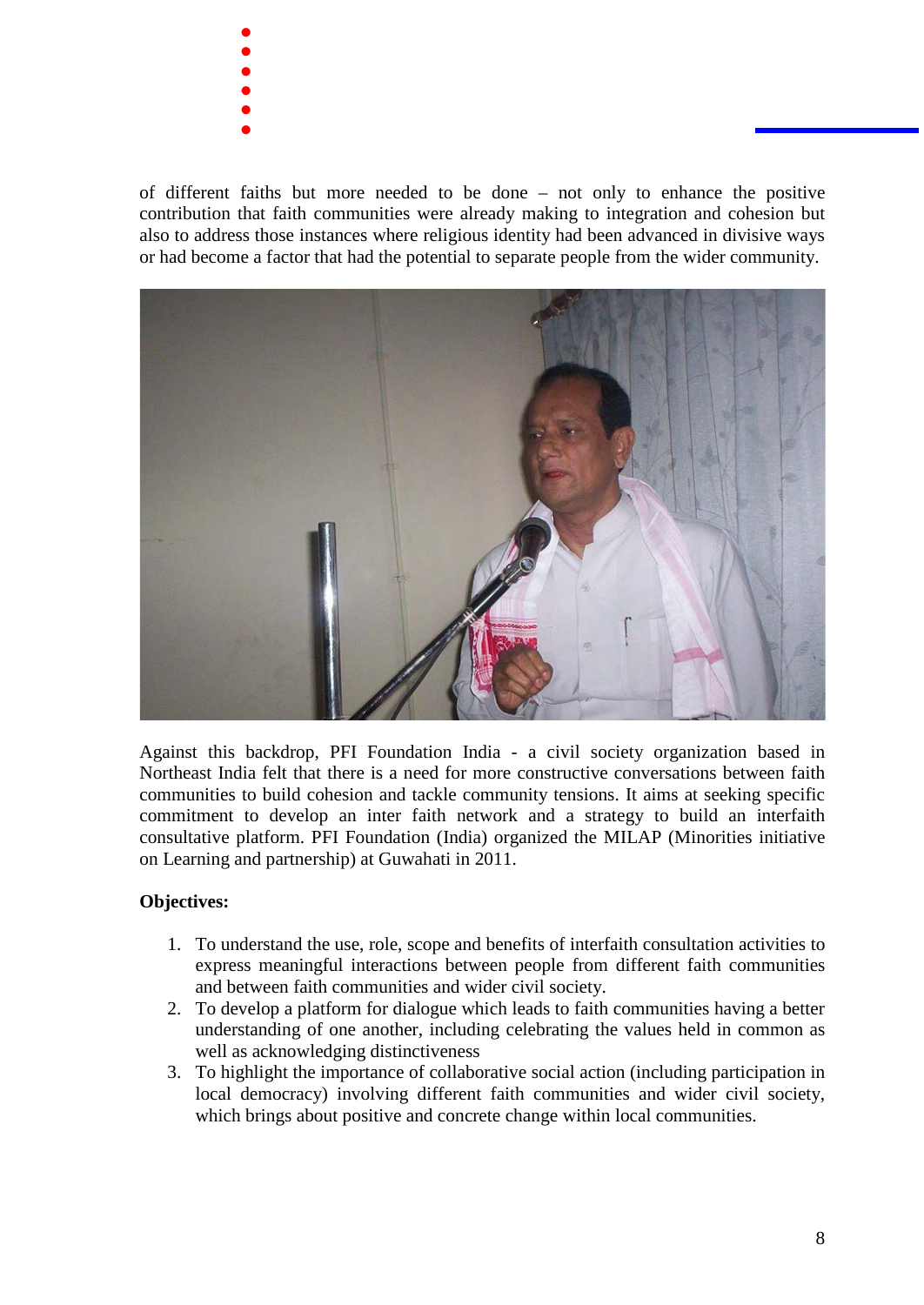of different faiths but more needed to be done – not only to enhance the positive contribution that faith communities were already making to integration and cohesion but also to address those instances where religious identity had been advanced in divisive ways or had become a factor that had the potential to separate people from the wider community.

Against this backdrop, PFI Foundation India - a civil society organization based in Northeast India felt that there is a need for more constructive conversations between faith communities to build cohesion and tackle community tensions. It aims at seeking specific commitment to develop an inter faith network and a strategy to build an interfaith consultative platform. PFI Foundation (India) organized the MILAP (Minorities initiative on Learning and partnership) at Guwahati in 2011.

**Objectives:**

1. To understand the use, role, scope and benefits of interfaith consultation activities to express meaningful interactions between people from different faith communities and between faith communities and wider civil society.
2. To develop a platform for dialogue which leads to faith communities having a better understanding of one another, including celebrating the values held in common as well as acknowledging distinctiveness
3. To highlight the importance of collaborative social action (including participation in local democracy) involving different faith communities and wider civil society, which brings about positive and concrete change within local communities.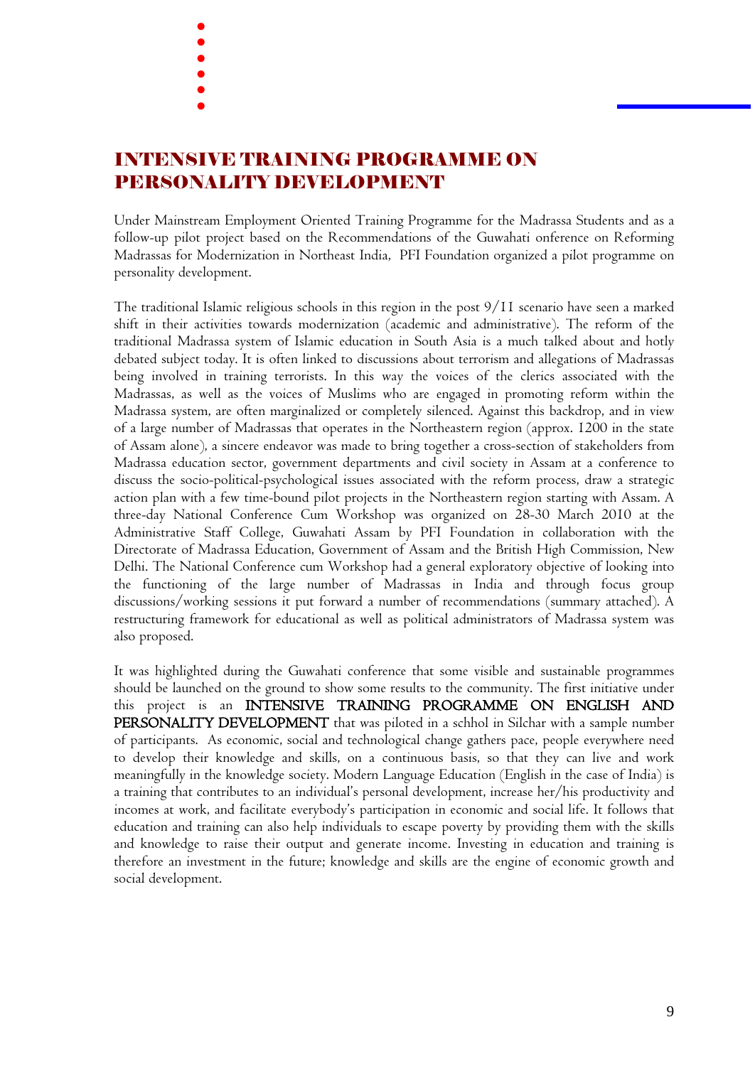# INTENSIVE TRAINING PROGRAMME ON PERSONALITY DEVELOPMENT

Under Mainstream Employment Oriented Training Programme for the Madrassa Students and as a follow-up pilot project based on the Recommendations of the Guwahati onference on Reforming Madrassas for Modernization in Northeast India, PFI Foundation organized a pilot programme on personality development.

The traditional Islamic religious schools in this region in the post 9/11 scenario have seen a marked shift in their activities towards modernization (academic and administrative). The reform of the traditional Madrassa system of Islamic education in South Asia is a much talked about and hotly debated subject today. It is often linked to discussions about terrorism and allegations of Madrassas being involved in training terrorists. In this way the voices of the clerics associated with the Madrassas, as well as the voices of Muslims who are engaged in promoting reform within the Madrassa system, are often marginalized or completely silenced. Against this backdrop, and in view of a large number of Madrassas that operates in the Northeastern region (approx. 1200 in the state of Assam alone), a sincere endeavor was made to bring together a cross-section of stakeholders from Madrassa education sector, government departments and civil society in Assam at a conference to discuss the socio-political-psychological issues associated with the reform process, draw a strategic action plan with a few time-bound pilot projects in the Northeastern region starting with Assam. A three-day National Conference Cum Workshop was organized on 28-30 March 2010 at the Administrative Staff College, Guwahati Assam by PFI Foundation in collaboration with the Directorate of Madrassa Education, Government of Assam and the British High Commission, New Delhi. The National Conference cum Workshop had a general exploratory objective of looking into the functioning of the large number of Madrassas in India and through focus group discussions/working sessions it put forward a number of recommendations (summary attached). A restructuring framework for educational as well as political administrators of Madrassa system was also proposed.

It was highlighted during the Guwahati conference that some visible and sustainable programmes should be launched on the ground to show some results to the community. The first initiative under this project is an INTENSIVE TRAINING PROGRAMME ON ENGLISH AND PERSONALITY DEVELOPMENT that was piloted in a schhol in Silchar with a sample number of participants. As economic, social and technological change gathers pace, people everywhere need to develop their knowledge and skills, on a continuous basis, so that they can live and work meaningfully in the knowledge society. Modern Language Education (English in the case of India) is a training that contributes to an individual's personal development, increase her/his productivity and incomes at work, and facilitate everybody's participation in economic and social life. It follows that education and training can also help individuals to escape poverty by providing them with the skills and knowledge to raise their output and generate income. Investing in education and training is therefore an investment in the future; knowledge and skills are the engine of economic growth and social development.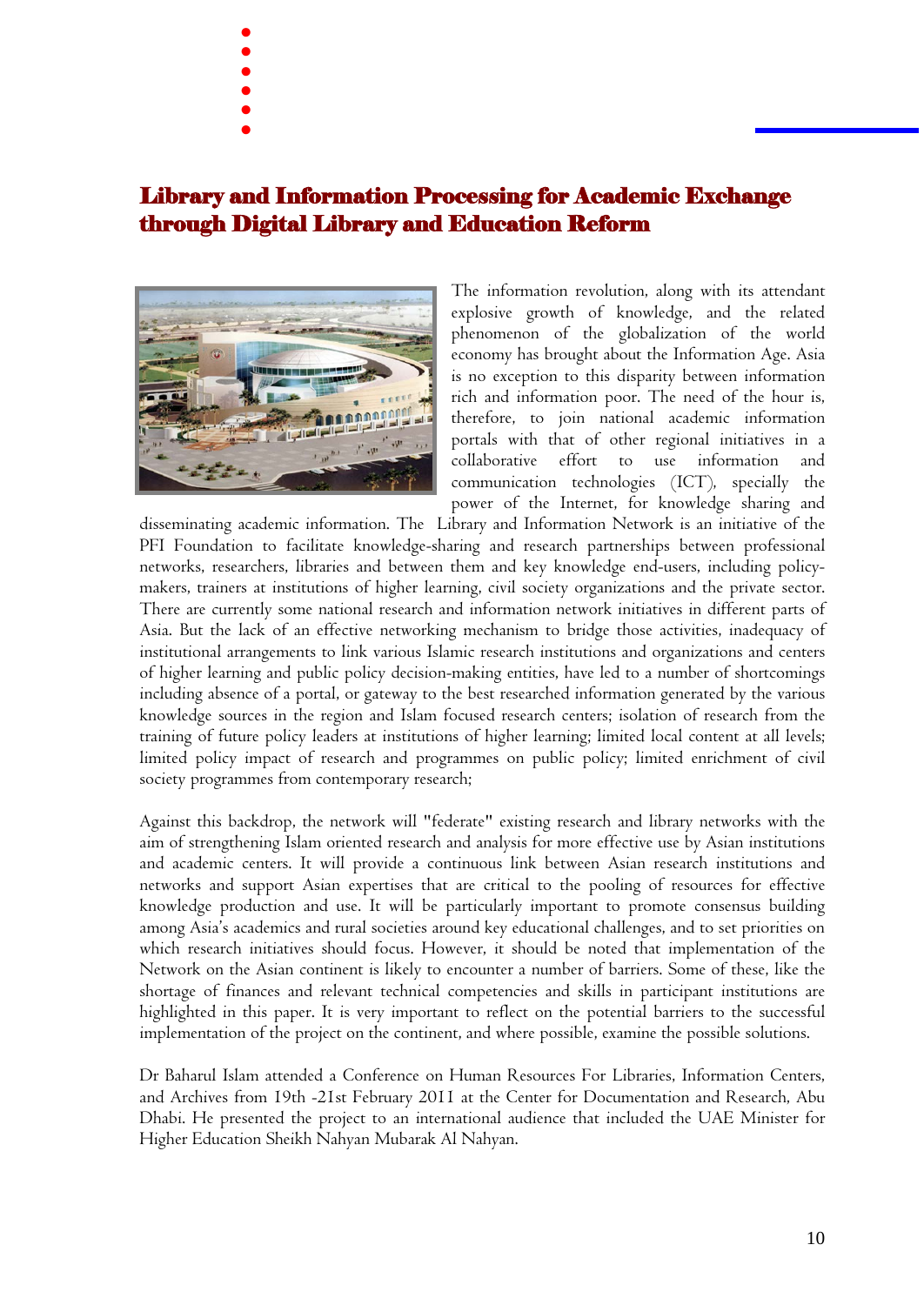# Library and Information Processing for Academic Exchange through Digital Library and Education Reform

The information revolution, along with its attendant explosive growth of knowledge, and the related phenomenon of the globalization of the world economy has brought about the Information Age. Asia is no exception to this disparity between information rich and information poor. The need of the hour is, therefore, to join national academic information portals with that of other regional initiatives in a collaborative effort to use information and communication technologies (ICT), specially the power of the Internet, for knowledge sharing and disseminating academic information. The Library and Information Network is an initiative of the PFI Foundation to facilitate knowledge-sharing and research partnerships between professional networks, researchers, libraries and between them and key knowledge end-users, including policy-makers, trainers at institutions of higher learning, civil society organizations and the private sector. There are currently some national research and information network initiatives in different parts of Asia. But the lack of an effective networking mechanism to bridge those activities, inadequacy of institutional arrangements to link various Islamic research institutions and organizations and centers of higher learning and public policy decision-making entities, have led to a number of shortcomings including absence of a portal, or gateway to the best researched information generated by the various knowledge sources in the region and Islam focused research centers; isolation of research from the training of future policy leaders at institutions of higher learning; limited local content at all levels; limited policy impact of research and programmes on public policy; limited enrichment of civil society programmes from contemporary research;

Against this backdrop, the network will "federate" existing research and library networks with the aim of strengthening Islam oriented research and analysis for more effective use by Asian institutions and academic centers. It will provide a continuous link between Asian research institutions and networks and support Asian expertises that are critical to the pooling of resources for effective knowledge production and use. It will be particularly important to promote consensus building among Asia's academics and rural societies around key educational challenges, and to set priorities on which research initiatives should focus. However, it should be noted that implementation of the Network on the Asian continent is likely to encounter a number of barriers. Some of these, like the shortage of finances and relevant technical competencies and skills in participant institutions are highlighted in this paper. It is very important to reflect on the potential barriers to the successful implementation of the project on the continent, and where possible, examine the possible solutions.

Dr Baharul Islam attended a Conference on Human Resources For Libraries, Information Centers, and Archives from 19th -21st February 2011 at the Center for Documentation and Research, Abu Dhabi. He presented the project to an international audience that included the UAE Minister for Higher Education Sheikh Nahyan Mubarak Al Nahyan.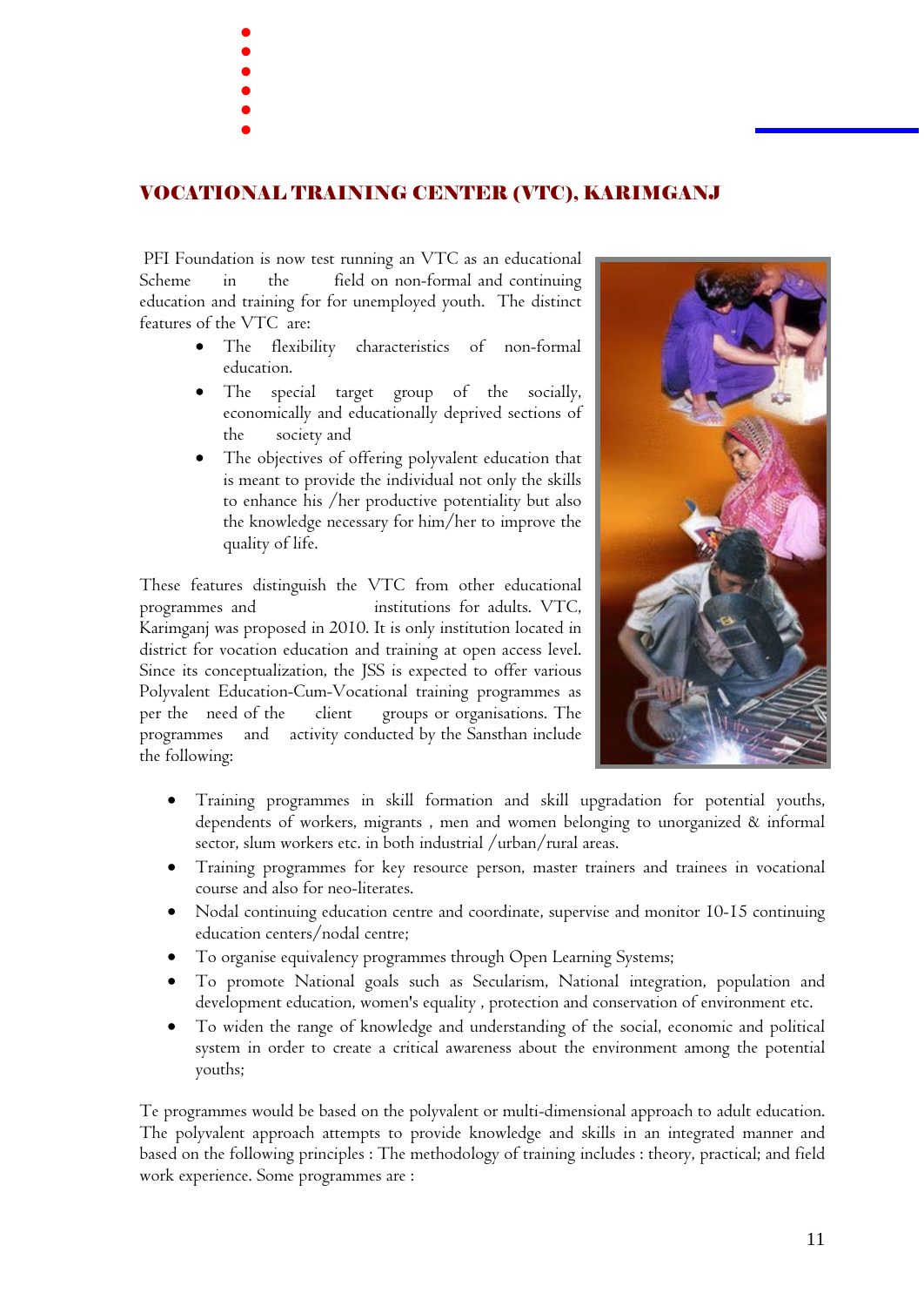## VOCATIONAL TRAINING CENTER (VTC), KARIMGANJ

PFI Foundation is now test running an VTC as an educational Scheme in the field on non-formal and continuing education and training for for unemployed youth. The distinct features of the VTC are:

- The flexibility characteristics of non-formal education.
- The special target group of the socially, economically and educationally deprived sections of the society and
- The objectives of offering polyvalent education that is meant to provide the individual not only the skills to enhance his /her productive potentiality but also the knowledge necessary for him/her to improve the quality of life.

These features distinguish the VTC from other educational programmes and institutions for adults. VTC, Karimganj was proposed in 2010. It is only institution located in district for vocation education and training at open access level. Since its conceptualization, the JSS is expected to offer various Polyvalent Education-Cum-Vocational training programmes as per the need of the client groups or organisations. The programmes and activity conducted by the Sansthan include the following:

- Training programmes in skill formation and skill upgradation for potential youths, dependents of workers, migrants , men and women belonging to unorganized & informal sector, slum workers etc. in both industrial /urban/rural areas.
- Training programmes for key resource person, master trainers and trainees in vocational course and also for neo-literates.
- Nodal continuing education centre and coordinate, supervise and monitor 10-15 continuing education centers/nodal centre;
- To organise equivalency programmes through Open Learning Systems;
- To promote National goals such as Secularism, National integration, population and development education, women's equality , protection and conservation of environment etc.
- To widen the range of knowledge and understanding of the social, economic and political system in order to create a critical awareness about the environment among the potential youths;

Te programmes would be based on the polyvalent or multi-dimensional approach to adult education. The polyvalent approach attempts to provide knowledge and skills in an integrated manner and based on the following principles : The methodology of training includes : theory, practical; and field work experience. Some programmes are :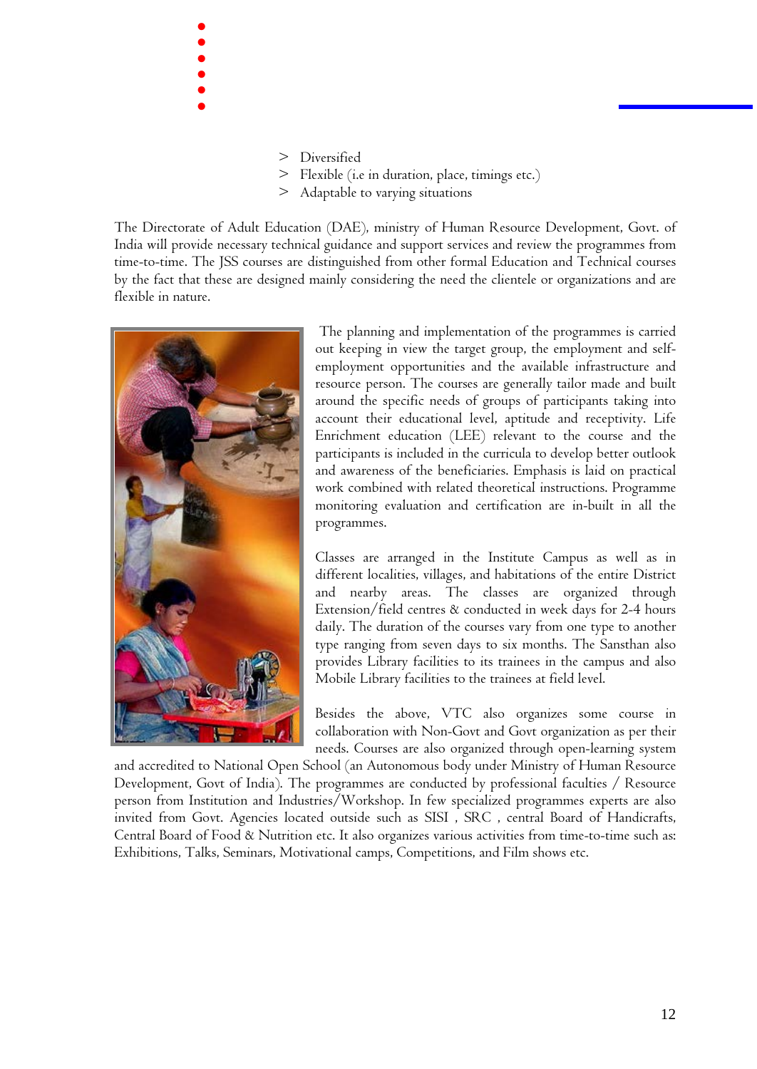> Diversified
> Flexible (i.e in duration, place, timings etc.)
> Adaptable to varying situations

The Directorate of Adult Education (DAE), ministry of Human Resource Development, Govt. of India will provide necessary technical guidance and support services and review the programmes from time-to-time. The JSS courses are distinguished from other formal Education and Technical courses by the fact that these are designed mainly considering the need the clientele or organizations and are flexible in nature.

The planning and implementation of the programmes is carried out keeping in view the target group, the employment and self-employment opportunities and the available infrastructure and resource person. The courses are generally tailor made and built around the specific needs of groups of participants taking into account their educational level, aptitude and receptivity. Life Enrichment education (LEE) relevant to the course and the participants is included in the curricula to develop better outlook and awareness of the beneficiaries. Emphasis is laid on practical work combined with related theoretical instructions. Programme monitoring evaluation and certification are in-built in all the programmes.

Classes are arranged in the Institute Campus as well as in different localities, villages, and habitations of the entire District and nearby areas. The classes are organized through Extension/field centres & conducted in week days for 2-4 hours daily. The duration of the courses vary from one type to another type ranging from seven days to six months. The Sansthan also provides Library facilities to its trainees in the campus and also Mobile Library facilities to the trainees at field level.

Besides the above, VTC also organizes some course in collaboration with Non-Govt and Govt organization as per their needs. Courses are also organized through open-learning system and accredited to National Open School (an Autonomous body under Ministry of Human Resource Development, Govt of India). The programmes are conducted by professional faculties / Resource person from Institution and Industries/Workshop. In few specialized programmes experts are also invited from Govt. Agencies located outside such as SISI , SRC , central Board of Handicrafts, Central Board of Food & Nutrition etc. It also organizes various activities from time-to-time such as: Exhibitions, Talks, Seminars, Motivational camps, Competitions, and Film shows etc.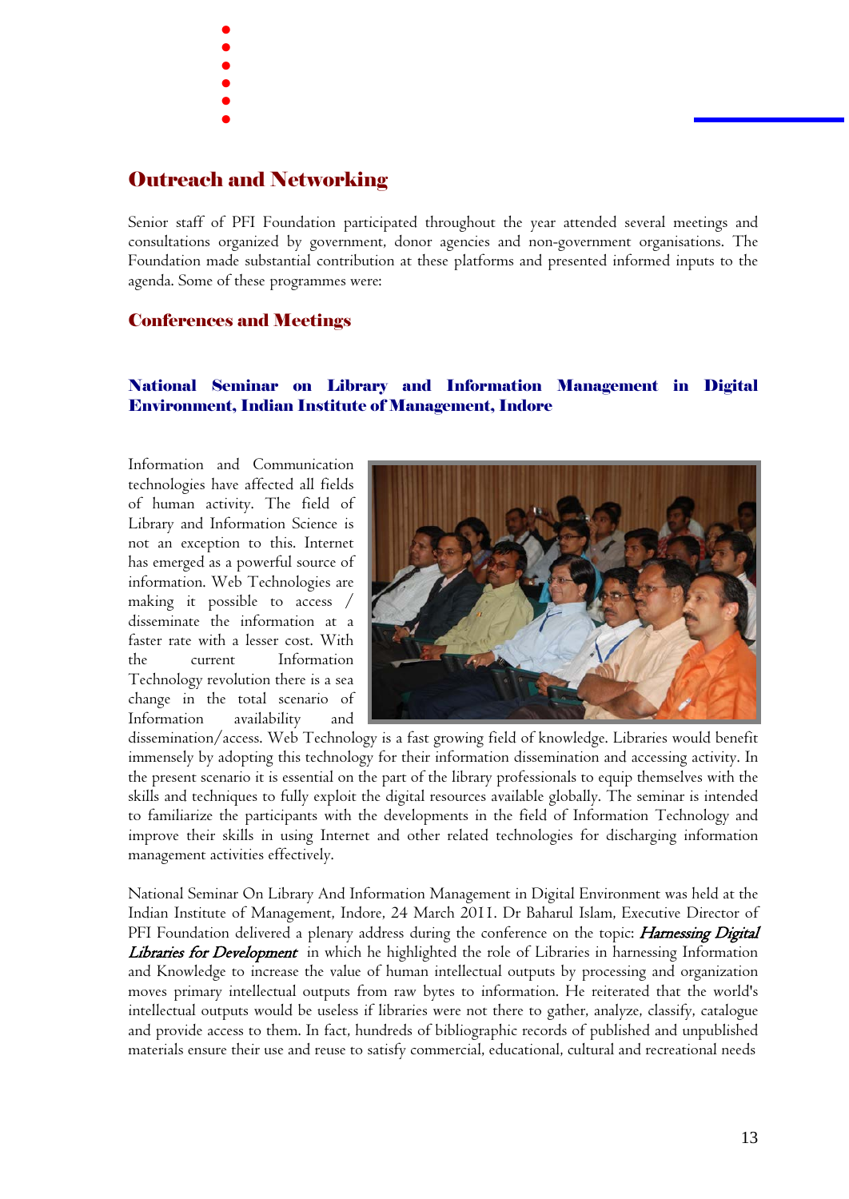## Outreach and Networking

Senior staff of PFI Foundation participated throughout the year attended several meetings and consultations organized by government, donor agencies and non-government organisations. The Foundation made substantial contribution at these platforms and presented informed inputs to the agenda. Some of these programmes were:

### Conferences and Meetings

#### National Seminar on Library and Information Management in Digital Environment, Indian Institute of Management, Indore

Information and Communication technologies have affected all fields of human activity. The field of Library and Information Science is not an exception to this. Internet has emerged as a powerful source of information. Web Technologies are making it possible to access / disseminate the information at a faster rate with a lesser cost. With the current Information Technology revolution there is a sea change in the total scenario of Information availability and dissemination/access. Web Technology is a fast growing field of knowledge. Libraries would benefit immensely by adopting this technology for their information dissemination and accessing activity. In the present scenario it is essential on the part of the library professionals to equip themselves with the skills and techniques to fully exploit the digital resources available globally. The seminar is intended to familiarize the participants with the developments in the field of Information Technology and improve their skills in using Internet and other related technologies for discharging information management activities effectively.

National Seminar On Library And Information Management in Digital Environment was held at the Indian Institute of Management, Indore, 24 March 2011. Dr Baharul Islam, Executive Director of PFI Foundation delivered a plenary address during the conference on the topic: ***Harnessing Digital Libraries for Development*** in which he highlighted the role of Libraries in harnessing Information and Knowledge to increase the value of human intellectual outputs by processing and organization moves primary intellectual outputs from raw bytes to information. He reiterated that the world's intellectual outputs would be useless if libraries were not there to gather, analyze, classify, catalogue and provide access to them. In fact, hundreds of bibliographic records of published and unpublished materials ensure their use and reuse to satisfy commercial, educational, cultural and recreational needs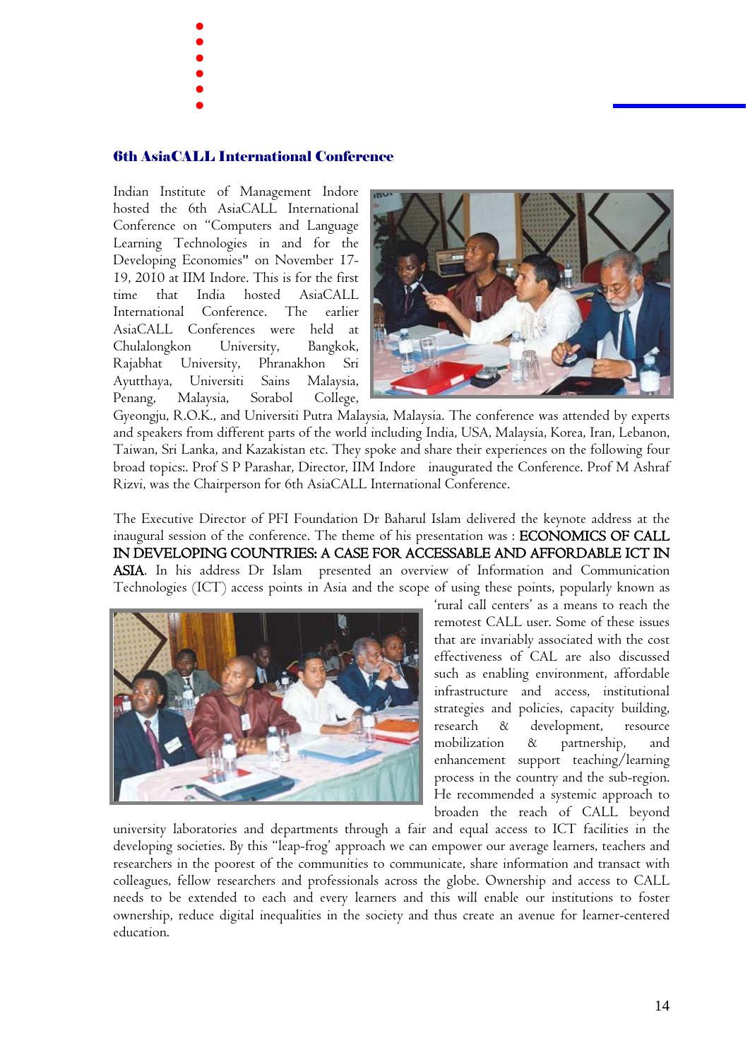## 6th AsiaCALL International Conference

Indian Institute of Management Indore hosted the 6th AsiaCALL International Conference on "Computers and Language Learning Technologies in and for the Developing Economies" on November 17-19, 2010 at IIM Indore. This is for the first time that India hosted AsiaCALL International Conference. The earlier AsiaCALL Conferences were held at Chulalongkon University, Bangkok, Rajabhat University, Phranakhon Sri Ayutthaya, Universiti Sains Malaysia, Penang, Malaysia, Sorabol College, Gyeongju, R.O.K., and Universiti Putra Malaysia, Malaysia. The conference was attended by experts and speakers from different parts of the world including India, USA, Malaysia, Korea, Iran, Lebanon, Taiwan, Sri Lanka, and Kazakistan etc. They spoke and share their experiences on the following four broad topics:. Prof S P Parashar, Director, IIM Indore inaugurated the Conference. Prof M Ashraf Rizvi, was the Chairperson for 6th AsiaCALL International Conference.

The Executive Director of PFI Foundation Dr Baharul Islam delivered the keynote address at the inaugural session of the conference. The theme of his presentation was : ECONOMICS OF CALL IN DEVELOPING COUNTRIES: A CASE FOR ACCESSABLE AND AFFORDABLE ICT IN ASIA. In his address Dr Islam presented an overview of Information and Communication Technologies (ICT) access points in Asia and the scope of using these points, popularly known as 'rural call centers' as a means to reach the remotest CALL user. Some of these issues that are invariably associated with the cost effectiveness of CAL are also discussed such as enabling environment, affordable infrastructure and access, institutional strategies and policies, capacity building, research & development, resource mobilization & partnership, and enhancement support teaching/learning process in the country and the sub-region. He recommended a systemic approach to broaden the reach of CALL beyond university laboratories and departments through a fair and equal access to ICT facilities in the developing societies. By this "leap-frog' approach we can empower our average learners, teachers and researchers in the poorest of the communities to communicate, share information and transact with colleagues, fellow researchers and professionals across the globe. Ownership and access to CALL needs to be extended to each and every learners and this will enable our institutions to foster ownership, reduce digital inequalities in the society and thus create an avenue for learner-centered education.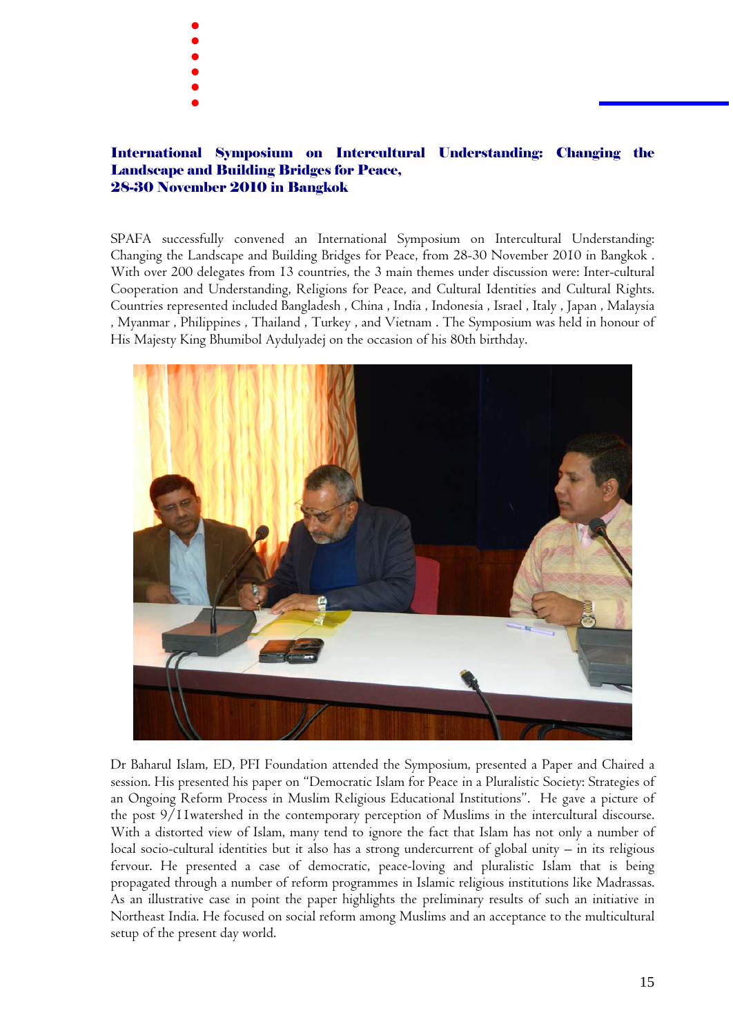## International Symposium on Intercultural Understanding: Changing the Landscape and Building Bridges for Peace, 28-30 November 2010 in Bangkok

SPAFA successfully convened an International Symposium on Intercultural Understanding: Changing the Landscape and Building Bridges for Peace, from 28-30 November 2010 in Bangkok . With over 200 delegates from 13 countries, the 3 main themes under discussion were: Inter-cultural Cooperation and Understanding, Religions for Peace, and Cultural Identities and Cultural Rights. Countries represented included Bangladesh , China , India , Indonesia , Israel , Italy , Japan , Malaysia , Myanmar , Philippines , Thailand , Turkey , and Vietnam . The Symposium was held in honour of His Majesty King Bhumibol Aydulyadej on the occasion of his 80th birthday.

Dr Baharul Islam, ED, PFI Foundation attended the Symposium, presented a Paper and Chaired a session. His presented his paper on "Democratic Islam for Peace in a Pluralistic Society: Strategies of an Ongoing Reform Process in Muslim Religious Educational Institutions". He gave a picture of the post 9/11watershed in the contemporary perception of Muslims in the intercultural discourse. With a distorted view of Islam, many tend to ignore the fact that Islam has not only a number of local socio-cultural identities but it also has a strong undercurrent of global unity – in its religious fervour. He presented a case of democratic, peace-loving and pluralistic Islam that is being propagated through a number of reform programmes in Islamic religious institutions like Madrassas. As an illustrative case in point the paper highlights the preliminary results of such an initiative in Northeast India. He focused on social reform among Muslims and an acceptance to the multicultural setup of the present day world.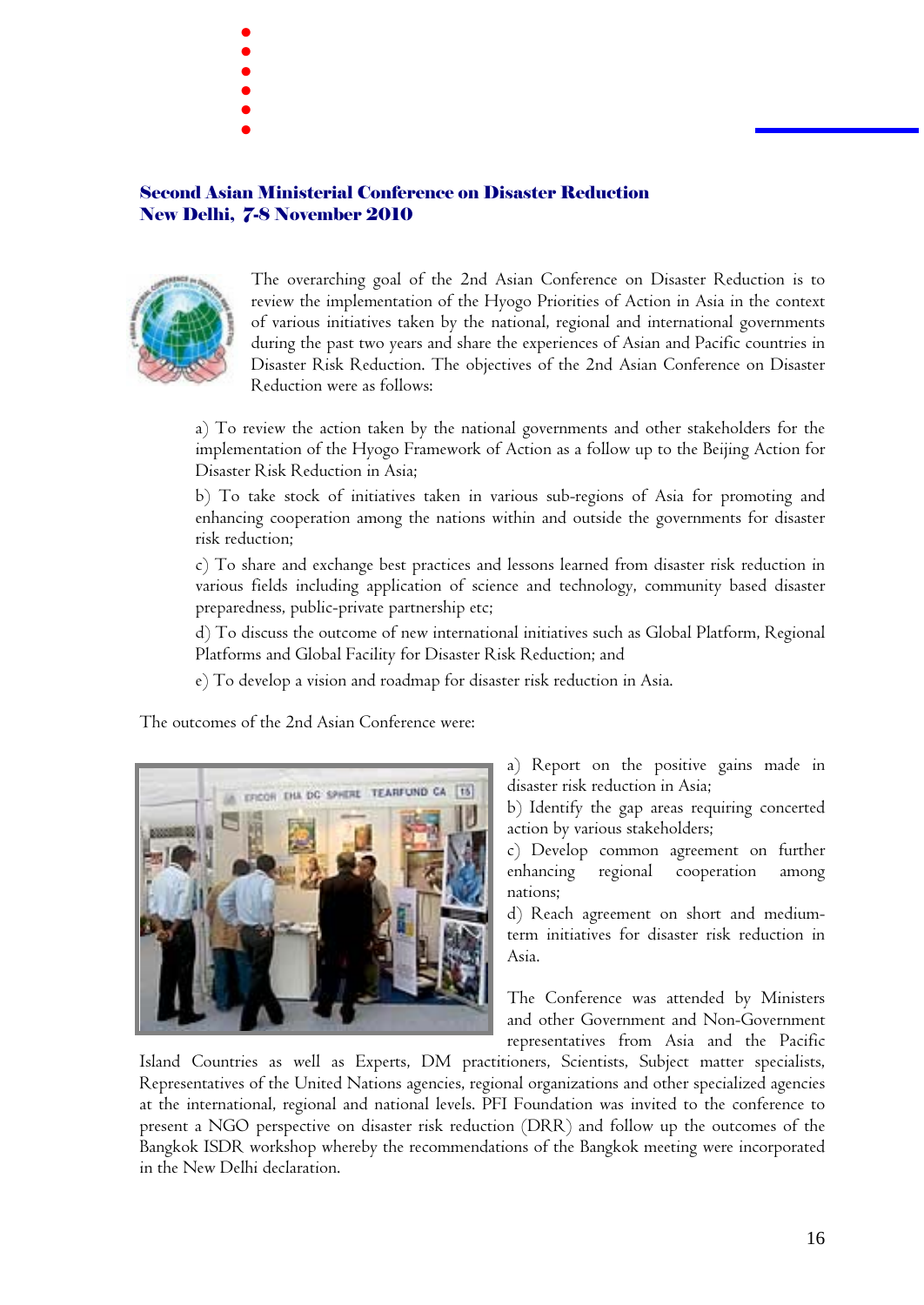## Second Asian Ministerial Conference on Disaster Reduction
## New Delhi, 7-8 November 2010

The overarching goal of the 2nd Asian Conference on Disaster Reduction is to review the implementation of the Hyogo Priorities of Action in Asia in the context of various initiatives taken by the national, regional and international governments during the past two years and share the experiences of Asian and Pacific countries in Disaster Risk Reduction. The objectives of the 2nd Asian Conference on Disaster Reduction were as follows:

a) To review the action taken by the national governments and other stakeholders for the implementation of the Hyogo Framework of Action as a follow up to the Beijing Action for Disaster Risk Reduction in Asia;

b) To take stock of initiatives taken in various sub-regions of Asia for promoting and enhancing cooperation among the nations within and outside the governments for disaster risk reduction;

c) To share and exchange best practices and lessons learned from disaster risk reduction in various fields including application of science and technology, community based disaster preparedness, public-private partnership etc;

d) To discuss the outcome of new international initiatives such as Global Platform, Regional Platforms and Global Facility for Disaster Risk Reduction; and

e) To develop a vision and roadmap for disaster risk reduction in Asia.

The outcomes of the 2nd Asian Conference were:

a) Report on the positive gains made in disaster risk reduction in Asia;

b) Identify the gap areas requiring concerted action by various stakeholders;

c) Develop common agreement on further enhancing regional cooperation among nations;

d) Reach agreement on short and medium-term initiatives for disaster risk reduction in Asia.

The Conference was attended by Ministers and other Government and Non-Government representatives from Asia and the Pacific Island Countries as well as Experts, DM practitioners, Scientists, Subject matter specialists, Representatives of the United Nations agencies, regional organizations and other specialized agencies at the international, regional and national levels. PFI Foundation was invited to the conference to present a NGO perspective on disaster risk reduction (DRR) and follow up the outcomes of the Bangkok ISDR workshop whereby the recommendations of the Bangkok meeting were incorporated in the New Delhi declaration.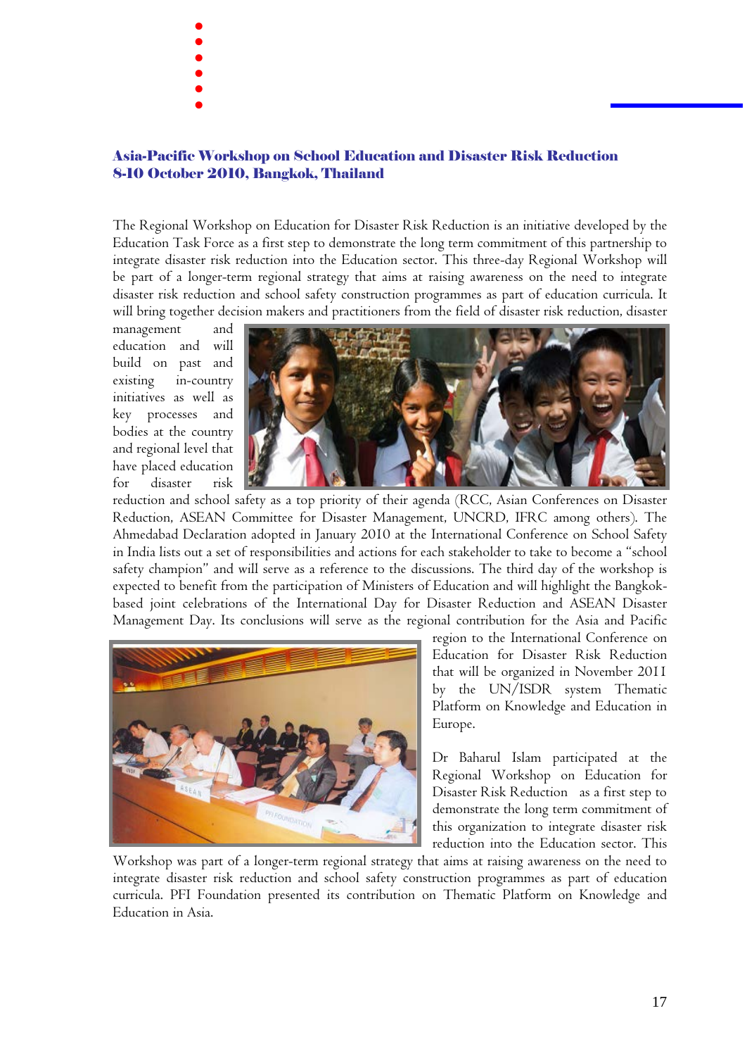## Asia-Pacific Workshop on School Education and Disaster Risk Reduction
## 8-10 October 2010, Bangkok, Thailand

The Regional Workshop on Education for Disaster Risk Reduction is an initiative developed by the Education Task Force as a first step to demonstrate the long term commitment of this partnership to integrate disaster risk reduction into the Education sector. This three-day Regional Workshop will be part of a longer-term regional strategy that aims at raising awareness on the need to integrate disaster risk reduction and school safety construction programmes as part of education curricula. It will bring together decision makers and practitioners from the field of disaster risk reduction, disaster management and education and will build on past and existing in-country initiatives as well as key processes and bodies at the country and regional level that have placed education for disaster risk reduction and school safety as a top priority of their agenda (RCC, Asian Conferences on Disaster Reduction, ASEAN Committee for Disaster Management, UNCRD, IFRC among others). The Ahmedabad Declaration adopted in January 2010 at the International Conference on School Safety in India lists out a set of responsibilities and actions for each stakeholder to take to become a "school safety champion" and will serve as a reference to the discussions. The third day of the workshop is expected to benefit from the participation of Ministers of Education and will highlight the Bangkok-based joint celebrations of the International Day for Disaster Reduction and ASEAN Disaster Management Day. Its conclusions will serve as the regional contribution for the Asia and Pacific region to the International Conference on Education for Disaster Risk Reduction that will be organized in November 2011 by the UN/ISDR system Thematic Platform on Knowledge and Education in Europe.

Dr Baharul Islam participated at the Regional Workshop on Education for Disaster Risk Reduction as a first step to demonstrate the long term commitment of this organization to integrate disaster risk reduction into the Education sector. This Workshop was part of a longer-term regional strategy that aims at raising awareness on the need to integrate disaster risk reduction and school safety construction programmes as part of education curricula. PFI Foundation presented its contribution on Thematic Platform on Knowledge and Education in Asia.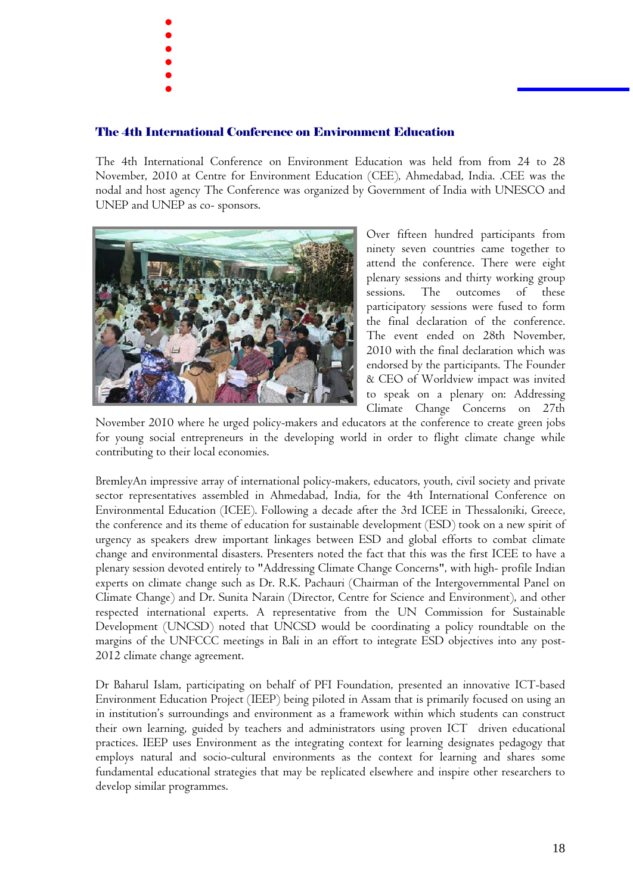## The 4th International Conference on Environment Education

The 4th International Conference on Environment Education was held from from 24 to 28 November, 2010 at Centre for Environment Education (CEE), Ahmedabad, India. .CEE was the nodal and host agency The Conference was organized by Government of India with UNESCO and UNEP and UNEP as co- sponsors.

Over fifteen hundred participants from ninety seven countries came together to attend the conference. There were eight plenary sessions and thirty working group sessions. The outcomes of these participatory sessions were fused to form the final declaration of the conference. The event ended on 28th November, 2010 with the final declaration which was endorsed by the participants. The Founder & CEO of Worldview impact was invited to speak on a plenary on: Addressing Climate Change Concerns on 27th November 2010 where he urged policy-makers and educators at the conference to create green jobs for young social entrepreneurs in the developing world in order to flight climate change while contributing to their local economies.

BremleyAn impressive array of international policy-makers, educators, youth, civil society and private sector representatives assembled in Ahmedabad, India, for the 4th International Conference on Environmental Education (ICEE). Following a decade after the 3rd ICEE in Thessaloniki, Greece, the conference and its theme of education for sustainable development (ESD) took on a new spirit of urgency as speakers drew important linkages between ESD and global efforts to combat climate change and environmental disasters. Presenters noted the fact that this was the first ICEE to have a plenary session devoted entirely to "Addressing Climate Change Concerns", with high- profile Indian experts on climate change such as Dr. R.K. Pachauri (Chairman of the Intergovernmental Panel on Climate Change) and Dr. Sunita Narain (Director, Centre for Science and Environment), and other respected international experts. A representative from the UN Commission for Sustainable Development (UNCSD) noted that UNCSD would be coordinating a policy roundtable on the margins of the UNFCCC meetings in Bali in an effort to integrate ESD objectives into any post-2012 climate change agreement.

Dr Baharul Islam, participating on behalf of PFI Foundation, presented an innovative ICT-based Environment Education Project (IEEP) being piloted in Assam that is primarily focused on using an in institution's surroundings and environment as a framework within which students can construct their own learning, guided by teachers and administrators using proven ICT driven educational practices. IEEP uses Environment as the integrating context for learning designates pedagogy that employs natural and socio-cultural environments as the context for learning and shares some fundamental educational strategies that may be replicated elsewhere and inspire other researchers to develop similar programmes.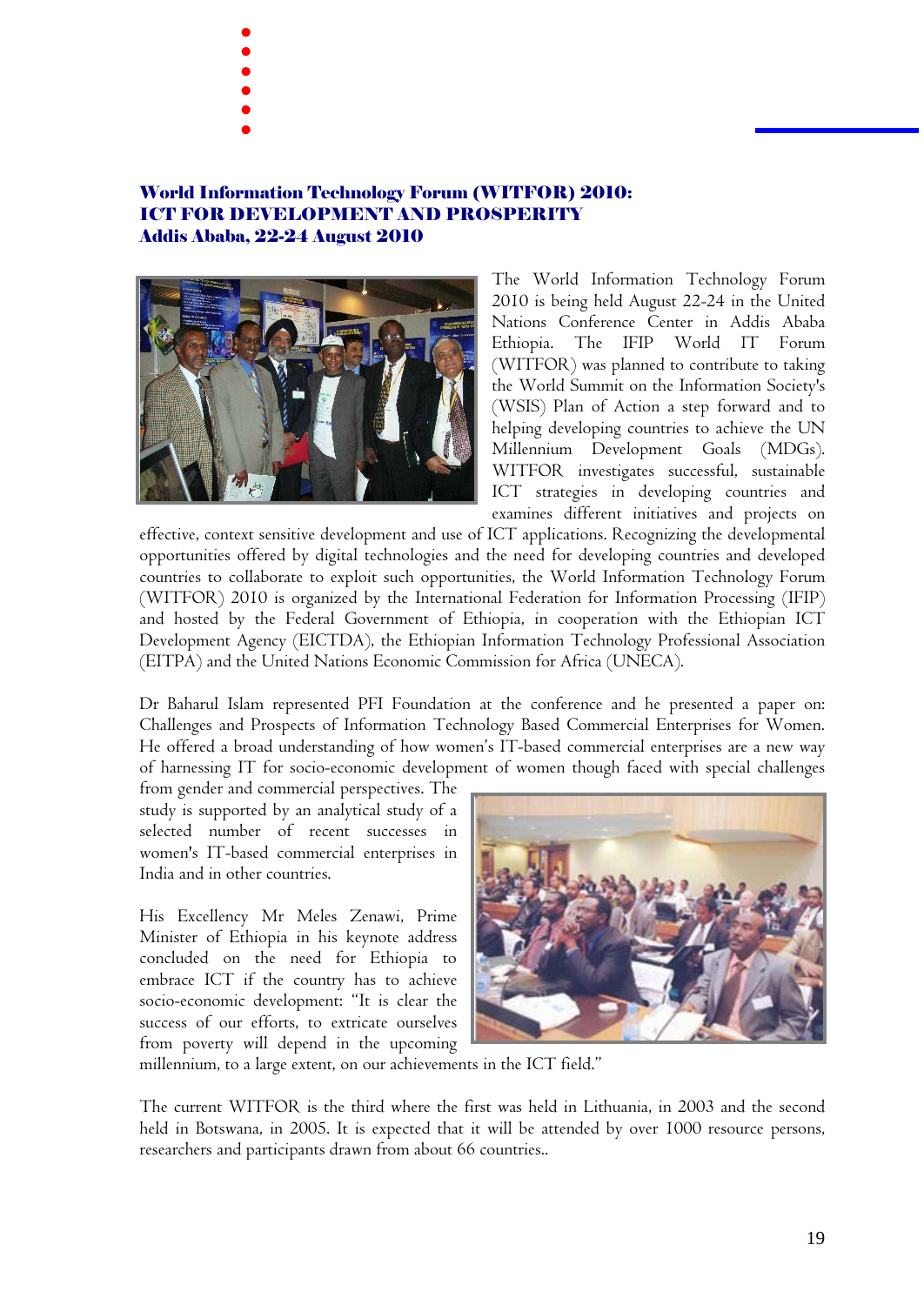## World Information Technology Forum (WITFOR) 2010: ICT FOR DEVELOPMENT AND PROSPERITY Addis Ababa, 22-24 August 2010

The World Information Technology Forum 2010 is being held August 22-24 in the United Nations Conference Center in Addis Ababa Ethiopia. The IFIP World IT Forum (WITFOR) was planned to contribute to taking the World Summit on the Information Society's (WSIS) Plan of Action a step forward and to helping developing countries to achieve the UN Millennium Development Goals (MDGs). WITFOR investigates successful, sustainable ICT strategies in developing countries and examines different initiatives and projects on effective, context sensitive development and use of ICT applications. Recognizing the developmental opportunities offered by digital technologies and the need for developing countries and developed countries to collaborate to exploit such opportunities, the World Information Technology Forum (WITFOR) 2010 is organized by the International Federation for Information Processing (IFIP) and hosted by the Federal Government of Ethiopia, in cooperation with the Ethiopian ICT Development Agency (EICTDA), the Ethiopian Information Technology Professional Association (EITPA) and the United Nations Economic Commission for Africa (UNECA).

Dr Baharul Islam represented PFI Foundation at the conference and he presented a paper on: Challenges and Prospects of Information Technology Based Commercial Enterprises for Women. He offered a broad understanding of how women's IT-based commercial enterprises are a new way of harnessing IT for socio-economic development of women though faced with special challenges from gender and commercial perspectives. The study is supported by an analytical study of a selected number of recent successes in women's IT-based commercial enterprises in India and in other countries.

His Excellency Mr Meles Zenawi, Prime Minister of Ethiopia in his keynote address concluded on the need for Ethiopia to embrace ICT if the country has to achieve socio-economic development: "It is clear the success of our efforts, to extricate ourselves from poverty will depend in the upcoming millennium, to a large extent, on our achievements in the ICT field."

The current WITFOR is the third where the first was held in Lithuania, in 2003 and the second held in Botswana, in 2005. It is expected that it will be attended by over 1000 resource persons, researchers and participants drawn from about 66 countries..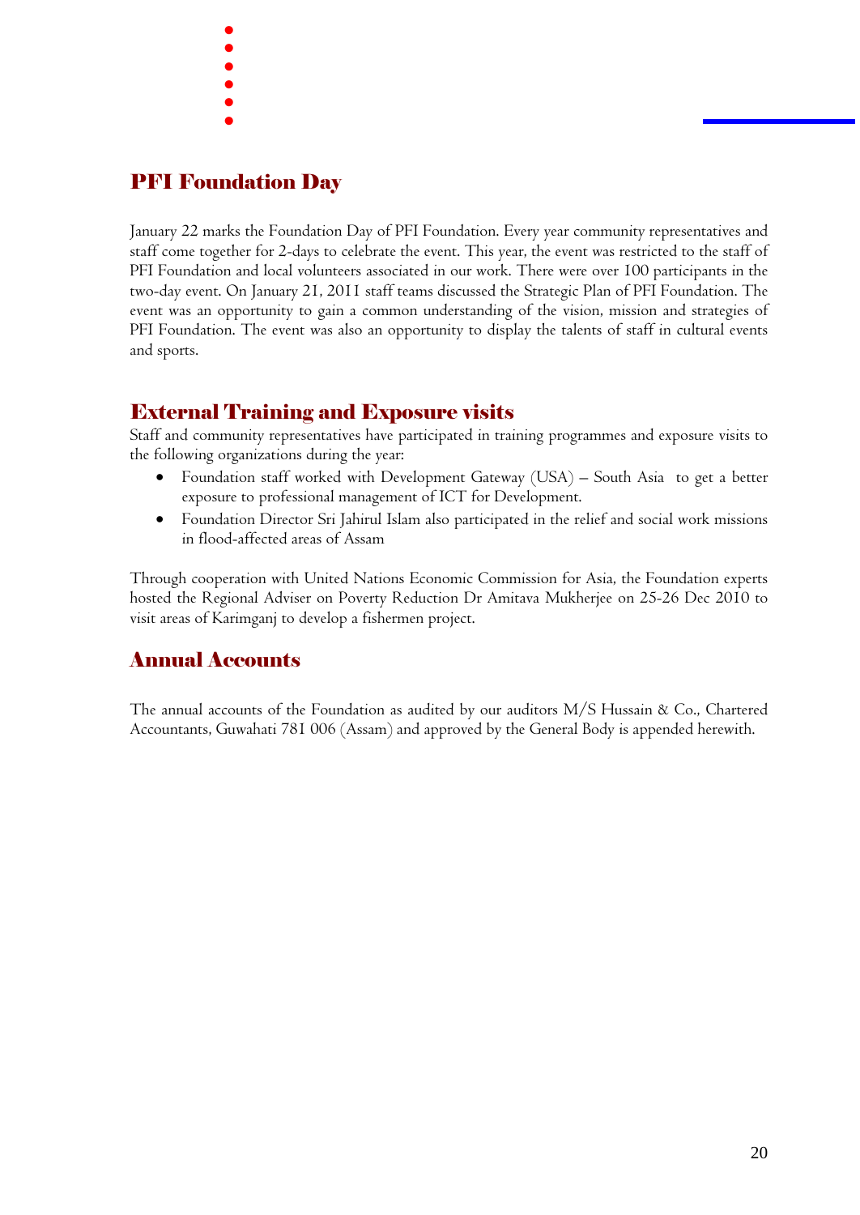## PFI Foundation Day

January 22 marks the Foundation Day of PFI Foundation. Every year community representatives and staff come together for 2-days to celebrate the event. This year, the event was restricted to the staff of PFI Foundation and local volunteers associated in our work. There were over 100 participants in the two-day event. On January 21, 2011 staff teams discussed the Strategic Plan of PFI Foundation. The event was an opportunity to gain a common understanding of the vision, mission and strategies of PFI Foundation. The event was also an opportunity to display the talents of staff in cultural events and sports.

## External Training and Exposure visits

Staff and community representatives have participated in training programmes and exposure visits to the following organizations during the year:

- Foundation staff worked with Development Gateway (USA) – South Asia to get a better exposure to professional management of ICT for Development.
- Foundation Director Sri Jahirul Islam also participated in the relief and social work missions in flood-affected areas of Assam

Through cooperation with United Nations Economic Commission for Asia, the Foundation experts hosted the Regional Adviser on Poverty Reduction Dr Amitava Mukherjee on 25-26 Dec 2010 to visit areas of Karimganj to develop a fishermen project.

## Annual Accounts

The annual accounts of the Foundation as audited by our auditors M/S Hussain & Co., Chartered Accountants, Guwahati 781 006 (Assam) and approved by the General Body is appended herewith.